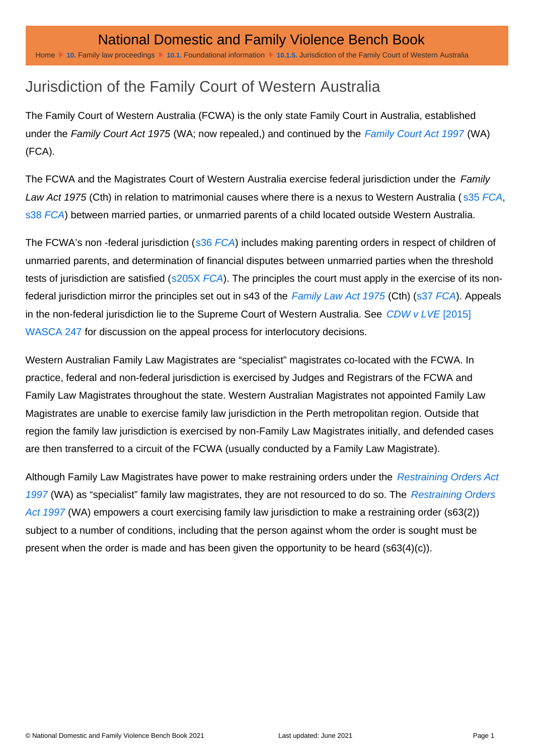# Jurisdiction of the Family Court of Western Australia

The Family Court of Western Australia (FCWA) is the only state Family Court in Australia, established under the *Family Court Act 1975* (WA; now repealed,) and continued by the *Family Court Act 1997* (WA) (FCA).

The FCWA and the Magistrates Court of Western Australia exercise federal jurisdiction under the *Family Law Act 1975* (Cth) in relation to matrimonial causes where there is a nexus to Western Australia ( s35 *FCA*, s38 *FCA*) between married parties, or unmarried parents of a child located outside Western Australia.

The FCWA's non -federal jurisdiction (s36 *FCA*) includes making parenting orders in respect of children of unmarried parents, and determination of financial disputes between unmarried parties when the threshold tests of jurisdiction are satisfied (s205X *FCA*). The principles the court must apply in the exercise of its non-federal jurisdiction mirror the principles set out in s43 of the *Family Law Act 1975* (Cth) (s37 *FCA*). Appeals in the non-federal jurisdiction lie to the Supreme Court of Western Australia. See *CDW v LVE* [2015] WASCA 247 for discussion on the appeal process for interlocutory decisions.

Western Australian Family Law Magistrates are "specialist" magistrates co-located with the FCWA. In practice, federal and non-federal jurisdiction is exercised by Judges and Registrars of the FCWA and Family Law Magistrates throughout the state. Western Australian Magistrates not appointed Family Law Magistrates are unable to exercise family law jurisdiction in the Perth metropolitan region. Outside that region the family law jurisdiction is exercised by non-Family Law Magistrates initially, and defended cases are then transferred to a circuit of the FCWA (usually conducted by a Family Law Magistrate).

Although Family Law Magistrates have power to make restraining orders under the *Restraining Orders Act 1997* (WA) as "specialist" family law magistrates, they are not resourced to do so. The *Restraining Orders Act 1997* (WA) empowers a court exercising family law jurisdiction to make a restraining order (s63(2)) subject to a number of conditions, including that the person against whom the order is sought must be present when the order is made and has been given the opportunity to be heard (s63(4)(c)).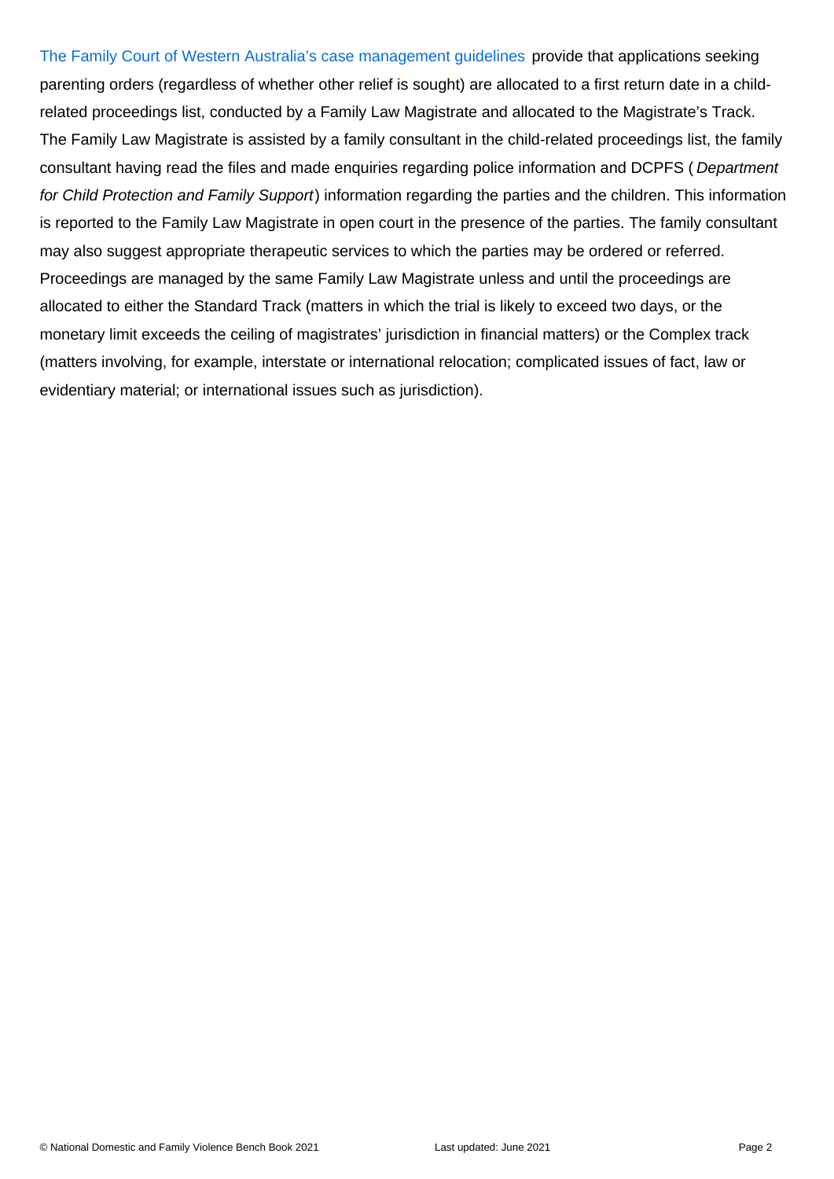[The Family Court of Western Australia's case management guidelines](#) provide that applications seeking parenting orders (regardless of whether other relief is sought) are allocated to a first return date in a child-related proceedings list, conducted by a Family Law Magistrate and allocated to the Magistrate's Track. The Family Law Magistrate is assisted by a family consultant in the child-related proceedings list, the family consultant having read the files and made enquiries regarding police information and DCPFS (*Department for Child Protection and Family Support*) information regarding the parties and the children. This information is reported to the Family Law Magistrate in open court in the presence of the parties. The family consultant may also suggest appropriate therapeutic services to which the parties may be ordered or referred. Proceedings are managed by the same Family Law Magistrate unless and until the proceedings are allocated to either the Standard Track (matters in which the trial is likely to exceed two days, or the monetary limit exceeds the ceiling of magistrates' jurisdiction in financial matters) or the Complex track (matters involving, for example, interstate or international relocation; complicated issues of fact, law or evidentiary material; or international issues such as jurisdiction).